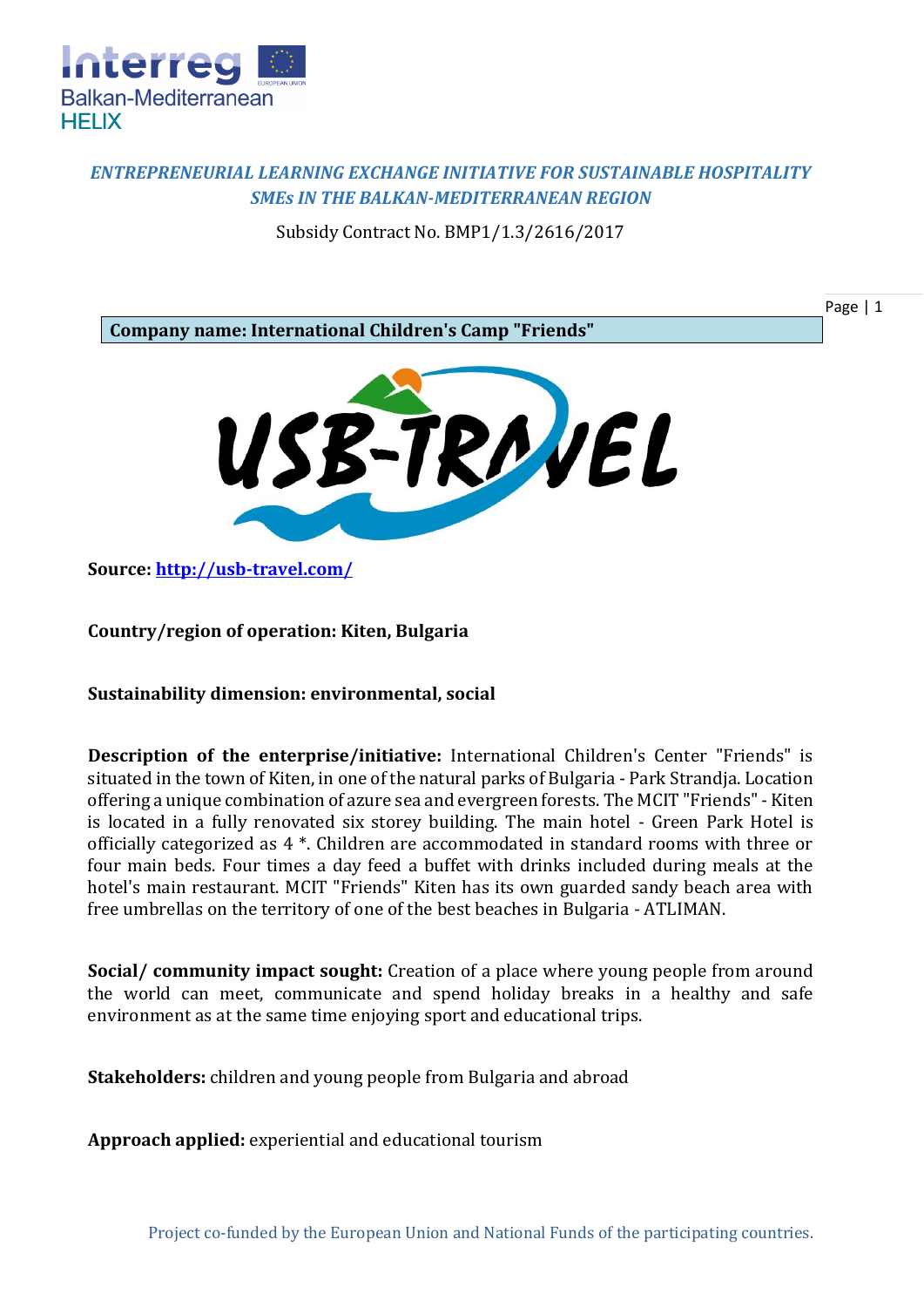*ENTREPRENEURIAL LEARNING EXCHANGE INITIATIVE FOR SUSTAINABLE HOSPITALITY SMEs IN THE BALKAN-MEDITERRANEAN REGION*

Subsidy Contract No. BMP1/1.3/2616/2017

**Company name: International Children's Camp "Friends"**

**Source:** [http://usb-travel.com/](http://usb-travel.com/)

**Country/region of operation: Kiten, Bulgaria**

**Sustainability dimension: environmental, social**

**Description of the enterprise/initiative:** International Children's Center "Friends" is situated in the town of Kiten, in one of the natural parks of Bulgaria - Park Strandja. Location offering a unique combination of azure sea and evergreen forests. The MCIT "Friends" - Kiten is located in a fully renovated six storey building. The main hotel - Green Park Hotel is officially categorized as 4 *. Children are accommodated in standard rooms with three or four main beds. Four times a day feed a buffet with drinks included during meals at the hotel's main restaurant. MCIT "Friends" Kiten has its own guarded sandy beach area with free umbrellas on the territory of one of the best beaches in Bulgaria - ATLIMAN.

**Social/ community impact sought:** Creation of a place where young people from around the world can meet, communicate and spend holiday breaks in a healthy and safe environment as at the same time enjoying sport and educational trips.

**Stakeholders:** children and young people from Bulgaria and abroad

**Approach applied:** experiential and educational tourism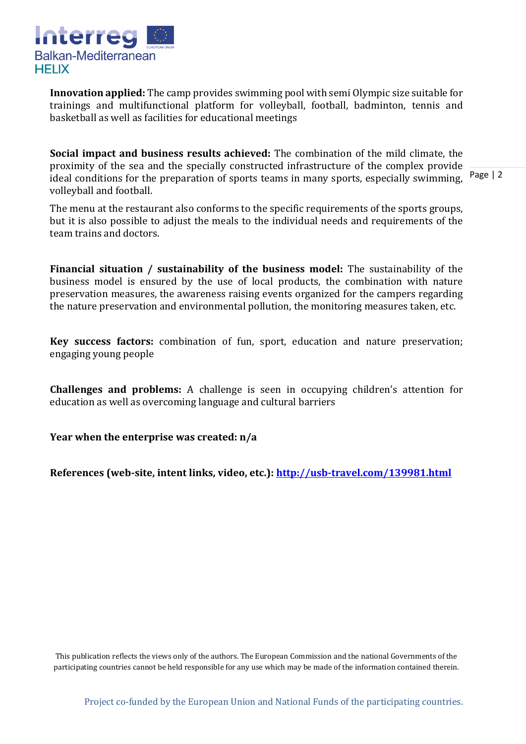**Innovation applied:** The camp provides swimming pool with semi Olympic size suitable for trainings and multifunctional platform for volleyball, football, badminton, tennis and basketball as well as facilities for educational meetings

**Social impact and business results achieved:** The combination of the mild climate, the proximity of the sea and the specially constructed infrastructure of the complex provide ideal conditions for the preparation of sports teams in many sports, especially swimming, volleyball and football.

The menu at the restaurant also conforms to the specific requirements of the sports groups, but it is also possible to adjust the meals to the individual needs and requirements of the team trains and doctors.

**Financial situation / sustainability of the business model:** The sustainability of the business model is ensured by the use of local products, the combination with nature preservation measures, the awareness raising events organized for the campers regarding the nature preservation and environmental pollution, the monitoring measures taken, etc.

**Key success factors:** combination of fun, sport, education and nature preservation; engaging young people

**Challenges and problems:** A challenge is seen in occupying children's attention for education as well as overcoming language and cultural barriers

**Year when the enterprise was created: n/a**

**References (web-site, intent links, video, etc.): [http://usb-travel.com/139981.html](http://usb-travel.com/139981.html)**

This publication reflects the views only of the authors. The European Commission and the national Governments of the participating countries cannot be held responsible for any use which may be made of the information contained therein.

Project co-funded by the European Union and National Funds of the participating countries.